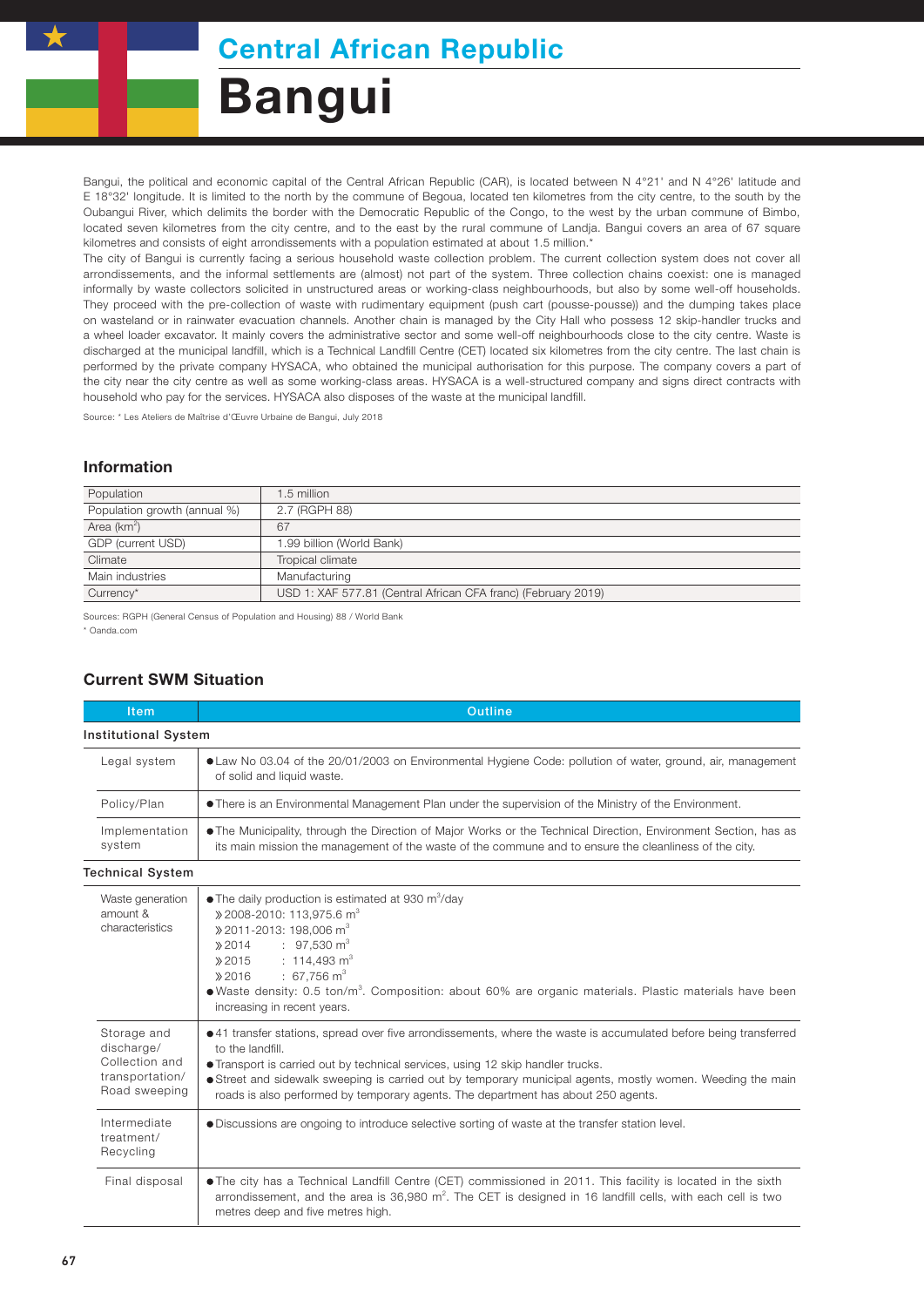# Central African Republic

# Bangui

Bangui, the political and economic capital of the Central African Republic (CAR), is located between N 4°21' and N 4°26' latitude and E 18°32' longitude. It is limited to the north by the commune of Begoua, located ten kilometres from the city centre, to the south by the Oubangui River, which delimits the border with the Democratic Republic of the Congo, to the west by the urban commune of Bimbo, located seven kilometres from the city centre, and to the east by the rural commune of Landja. Bangui covers an area of 67 square kilometres and consists of eight arrondissements with a population estimated at about 1.5 million.*

The city of Bangui is currently facing a serious household waste collection problem. The current collection system does not cover all arrondissements, and the informal settlements are (almost) not part of the system. Three collection chains coexist: one is managed informally by waste collectors solicited in unstructured areas or working-class neighbourhoods, but also by some well-off households. They proceed with the pre-collection of waste with rudimentary equipment (push cart (pousse-pousse)) and the dumping takes place on wasteland or in rainwater evacuation channels. Another chain is managed by the City Hall who possess 12 skip-handler trucks and a wheel loader excavator. It mainly covers the administrative sector and some well-off neighbourhoods close to the city centre. Waste is discharged at the municipal landfill, which is a Technical Landfill Centre (CET) located six kilometres from the city centre. The last chain is performed by the private company HYSACA, who obtained the municipal authorisation for this purpose. The company covers a part of the city near the city centre as well as some working-class areas. HYSACA is a well-structured company and signs direct contracts with household who pay for the services. HYSACA also disposes of the waste at the municipal landfill.

Source: * Les Ateliers de Maîtrise d'Œuvre Urbaine de Bangui, July 2018

## Information

| | |
|---|---|
| Population | 1.5 million |
| Population growth (annual %) | 2.7 (RGPH 88) |
| Area (km$^2$) | 67 |
| GDP (current USD) | 1.99 billion (World Bank) |
| Climate | Tropical climate |
| Main industries | Manufacturing |
| Currency* | USD 1: XAF 577.81 (Central African CFA franc) (February 2019) |

Sources: RGPH (General Census of Population and Housing) 88 / World Bank
* Oanda.com

## Current SWM Situation

| Item | Outline |
|---|---|
| **Institutional System** | |
| Legal system | ● Law No 03.04 of the 20/01/2003 on Environmental Hygiene Code: pollution of water, ground, air, management of solid and liquid waste. |
| Policy/Plan | ● There is an Environmental Management Plan under the supervision of the Ministry of the Environment. |
| Implementation system | ● The Municipality, through the Direction of Major Works or the Technical Direction, Environment Section, has as its main mission the management of the waste of the commune and to ensure the cleanliness of the city. |
| **Technical System** | |
| Waste generation amount & characteristics | ● The daily production is estimated at 930 m$^3$/day<br>» 2008-2010: 113,975.6 m$^3$<br>» 2011-2013: 198,006 m$^3$<br>» 2014 : 97,530 m$^3$<br>» 2015 : 114,493 m$^3$<br>» 2016 : 67,756 m$^3$<br>● Waste density: 0.5 ton/m$^3$. Composition: about 60% are organic materials. Plastic materials have been increasing in recent years. |
| Storage and discharge/ Collection and transportation/ Road sweeping | ● 41 transfer stations, spread over five arrondissements, where the waste is accumulated before being transferred to the landfill.<br>● Transport is carried out by technical services, using 12 skip handler trucks.<br>● Street and sidewalk sweeping is carried out by temporary municipal agents, mostly women. Weeding the main roads is also performed by temporary agents. The department has about 250 agents. |
| Intermediate treatment/ Recycling | ● Discussions are ongoing to introduce selective sorting of waste at the transfer station level. |
| Final disposal | ● The city has a Technical Landfill Centre (CET) commissioned in 2011. This facility is located in the sixth arrondissement, and the area is 36,980 m$^2$. The CET is designed in 16 landfill cells, with each cell is two metres deep and five metres high. |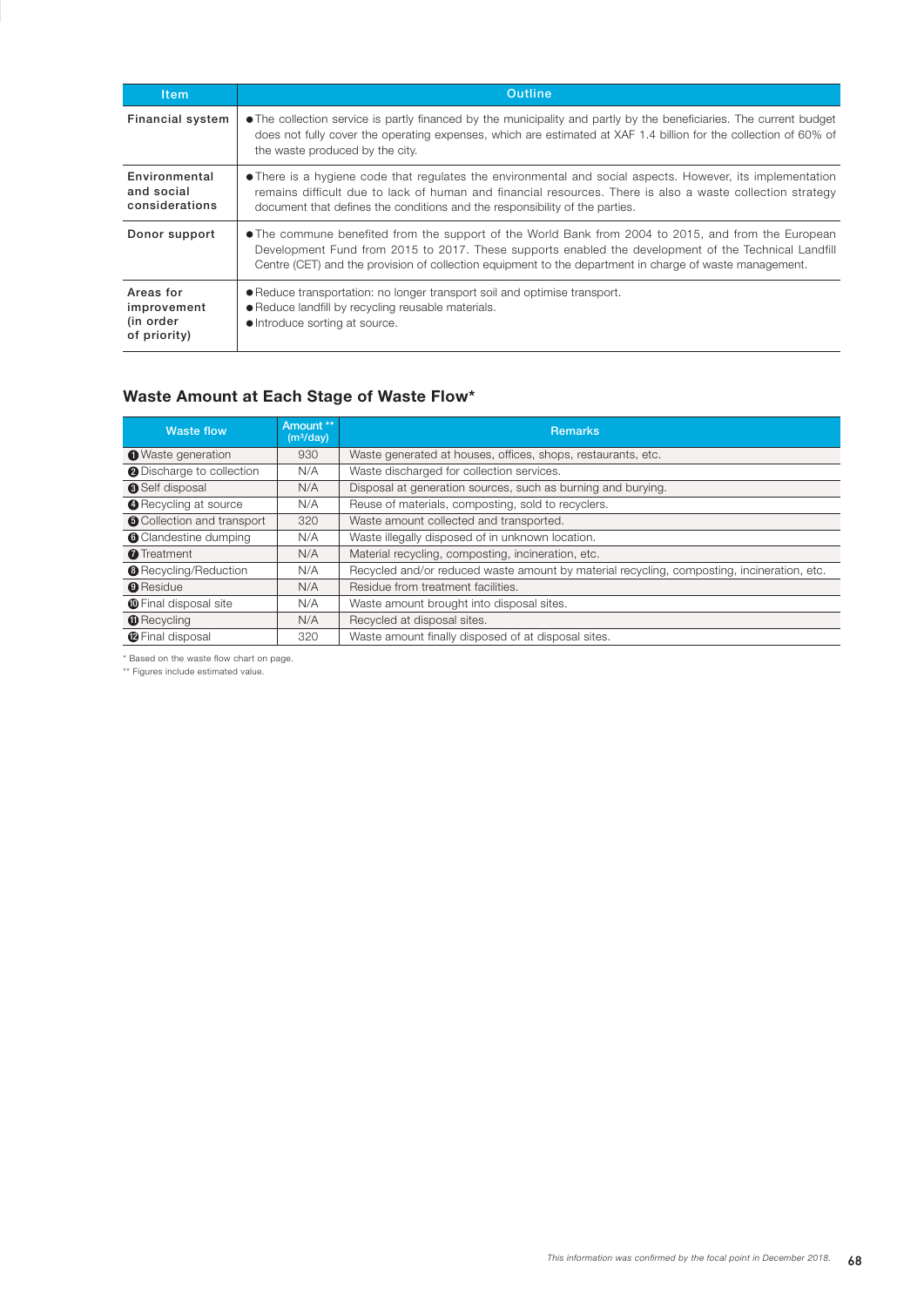| Item | Outline |
|---|---|
| Financial system | ● The collection service is partly financed by the municipality and partly by the beneficiaries. The current budget does not fully cover the operating expenses, which are estimated at XAF 1.4 billion for the collection of 60% of the waste produced by the city. |
| Environmental and social considerations | ● There is a hygiene code that regulates the environmental and social aspects. However, its implementation remains difficult due to lack of human and financial resources. There is also a waste collection strategy document that defines the conditions and the responsibility of the parties. |
| Donor support | ● The commune benefited from the support of the World Bank from 2004 to 2015, and from the European Development Fund from 2015 to 2017. These supports enabled the development of the Technical Landfill Centre (CET) and the provision of collection equipment to the department in charge of waste management. |
| Areas for improvement (in order of priority) | ● Reduce transportation: no longer transport soil and optimise transport.<br>● Reduce landfill by recycling reusable materials.<br>● Introduce sorting at source. |

## Waste Amount at Each Stage of Waste Flow*

| Waste flow | Amount ** ($m^3$/day) | Remarks |
|---|---|---|
| ❶ Waste generation | 930 | Waste generated at houses, offices, shops, restaurants, etc. |
| ❷ Discharge to collection | N/A | Waste discharged for collection services. |
| ❸ Self disposal | N/A | Disposal at generation sources, such as burning and burying. |
| ❹ Recycling at source | N/A | Reuse of materials, composting, sold to recyclers. |
| ❺ Collection and transport | 320 | Waste amount collected and transported. |
| ❻ Clandestine dumping | N/A | Waste illegally disposed of in unknown location. |
| ❼ Treatment | N/A | Material recycling, composting, incineration, etc. |
| ❽ Recycling/Reduction | N/A | Recycled and/or reduced waste amount by material recycling, composting, incineration, etc. |
| ❾ Residue | N/A | Residue from treatment facilities. |
| ❿ Final disposal site | N/A | Waste amount brought into disposal sites. |
| ⓫ Recycling | N/A | Recycled at disposal sites. |
| ⓬ Final disposal | 320 | Waste amount finally disposed of at disposal sites. |

* Based on the waste flow chart on page.

** Figures include estimated value.

*This information was confirmed by the focal point in December 2018.*